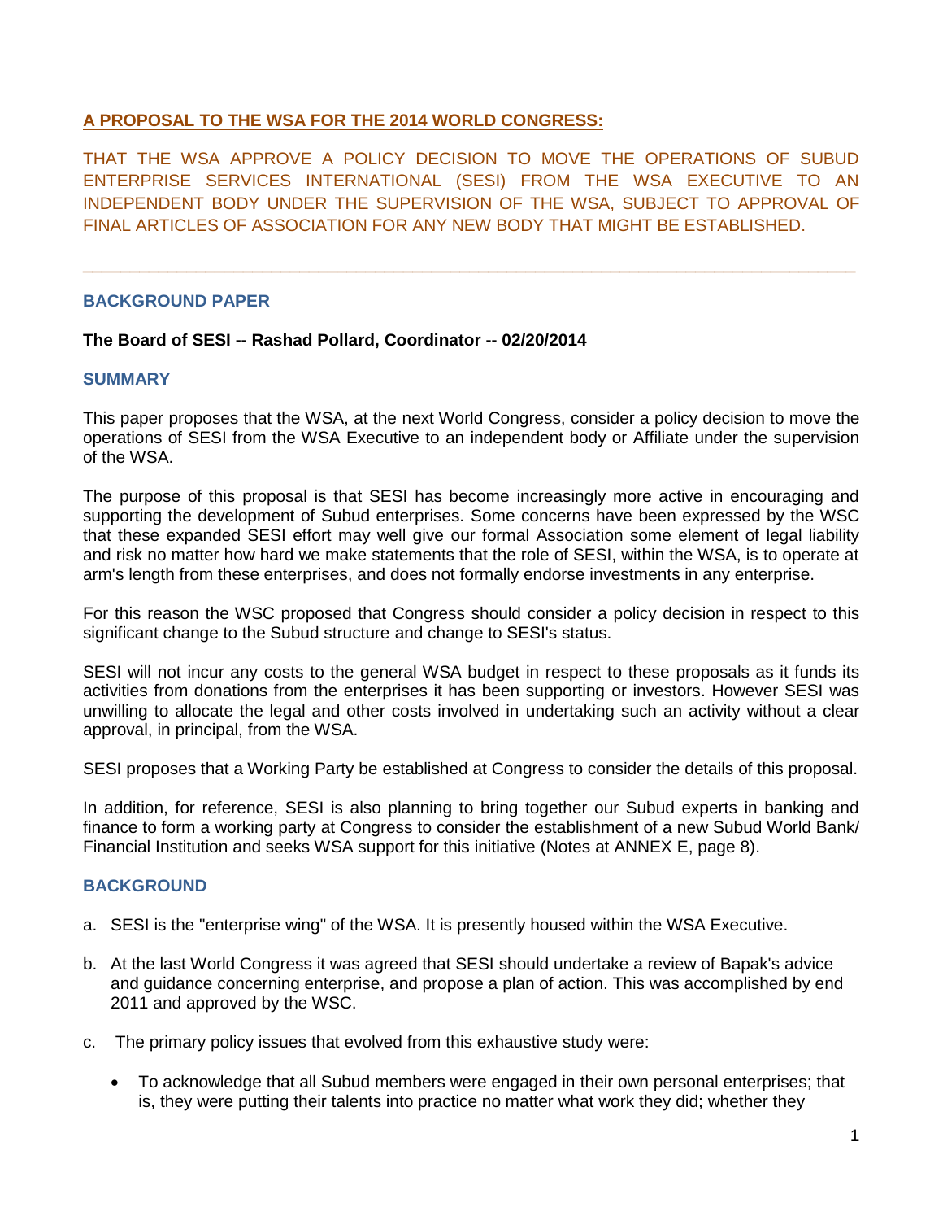## A PROPOSAL TO THE WSA FOR THE 2014 WORLD CONGRESS:

THAT THE WSA APPROVE A POLICY DECISION TO MOVE THE OPERATIONS OF SUBUD ENTERPRISE SERVICES INTERNATIONAL (SESI) FROM THE WSA EXECUTIVE TO AN INDEPENDENT BODY UNDER THE SUPERVISION OF THE WSA, SUBJECT TO APPROVAL OF FINAL ARTICLES OF ASSOCIATION FOR ANY NEW BODY THAT MIGHT BE ESTABLISHED.

---

### BACKGROUND PAPER

**The Board of SESI -- Rashad Pollard, Coordinator -- 02/20/2014**

### SUMMARY

This paper proposes that the WSA, at the next World Congress, consider a policy decision to move the operations of SESI from the WSA Executive to an independent body or Affiliate under the supervision of the WSA.

The purpose of this proposal is that SESI has become increasingly more active in encouraging and supporting the development of Subud enterprises. Some concerns have been expressed by the WSC that these expanded SESI effort may well give our formal Association some element of legal liability and risk no matter how hard we make statements that the role of SESI, within the WSA, is to operate at arm's length from these enterprises, and does not formally endorse investments in any enterprise.

For this reason the WSC proposed that Congress should consider a policy decision in respect to this significant change to the Subud structure and change to SESI's status.

SESI will not incur any costs to the general WSA budget in respect to these proposals as it funds its activities from donations from the enterprises it has been supporting or investors. However SESI was unwilling to allocate the legal and other costs involved in undertaking such an activity without a clear approval, in principal, from the WSA.

SESI proposes that a Working Party be established at Congress to consider the details of this proposal.

In addition, for reference, SESI is also planning to bring together our Subud experts in banking and finance to form a working party at Congress to consider the establishment of a new Subud World Bank/ Financial Institution and seeks WSA support for this initiative (Notes at ANNEX E, page 8).

### BACKGROUND

a. SESI is the "enterprise wing" of the WSA. It is presently housed within the WSA Executive.

b. At the last World Congress it was agreed that SESI should undertake a review of Bapak's advice and guidance concerning enterprise, and propose a plan of action. This was accomplished by end 2011 and approved by the WSC.

c. The primary policy issues that evolved from this exhaustive study were:

   - To acknowledge that all Subud members were engaged in their own personal enterprises; that is, they were putting their talents into practice no matter what work they did; whether they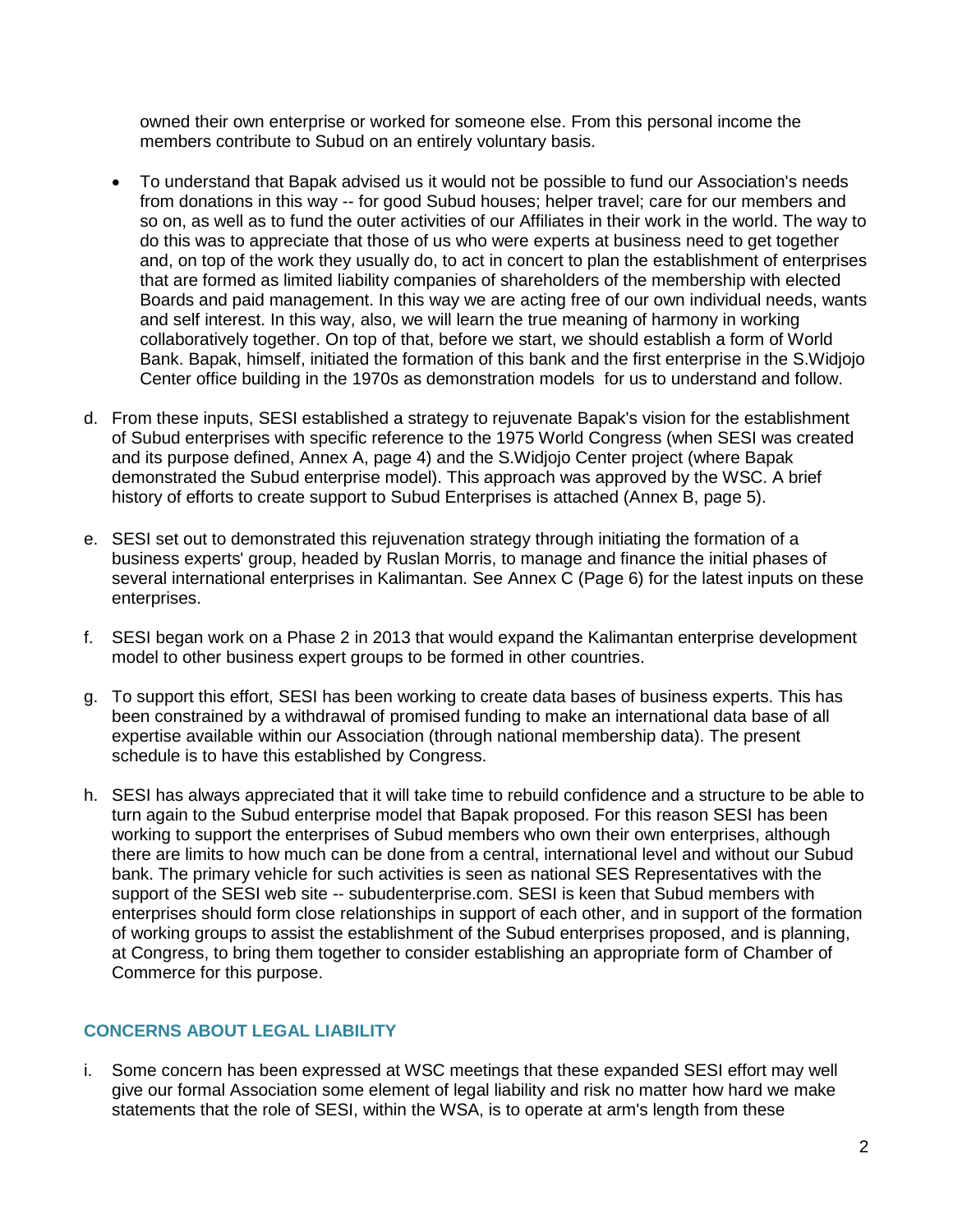owned their own enterprise or worked for someone else. From this personal income the members contribute to Subud on an entirely voluntary basis.

- To understand that Bapak advised us it would not be possible to fund our Association's needs from donations in this way -- for good Subud houses; helper travel; care for our members and so on, as well as to fund the outer activities of our Affiliates in their work in the world. The way to do this was to appreciate that those of us who were experts at business need to get together and, on top of the work they usually do, to act in concert to plan the establishment of enterprises that are formed as limited liability companies of shareholders of the membership with elected Boards and paid management. In this way we are acting free of our own individual needs, wants and self interest. In this way, also, we will learn the true meaning of harmony in working collaboratively together. On top of that, before we start, we should establish a form of World Bank. Bapak, himself, initiated the formation of this bank and the first enterprise in the S.Widjojo Center office building in the 1970s as demonstration models for us to understand and follow.

d. From these inputs, SESI established a strategy to rejuvenate Bapak's vision for the establishment of Subud enterprises with specific reference to the 1975 World Congress (when SESI was created and its purpose defined, Annex A, page 4) and the S.Widjojo Center project (where Bapak demonstrated the Subud enterprise model). This approach was approved by the WSC. A brief history of efforts to create support to Subud Enterprises is attached (Annex B, page 5).

e. SESI set out to demonstrated this rejuvenation strategy through initiating the formation of a business experts' group, headed by Ruslan Morris, to manage and finance the initial phases of several international enterprises in Kalimantan. See Annex C (Page 6) for the latest inputs on these enterprises.

f. SESI began work on a Phase 2 in 2013 that would expand the Kalimantan enterprise development model to other business expert groups to be formed in other countries.

g. To support this effort, SESI has been working to create data bases of business experts. This has been constrained by a withdrawal of promised funding to make an international data base of all expertise available within our Association (through national membership data). The present schedule is to have this established by Congress.

h. SESI has always appreciated that it will take time to rebuild confidence and a structure to be able to turn again to the Subud enterprise model that Bapak proposed. For this reason SESI has been working to support the enterprises of Subud members who own their own enterprises, although there are limits to how much can be done from a central, international level and without our Subud bank. The primary vehicle for such activities is seen as national SES Representatives with the support of the SESI web site -- subudenterprise.com. SESI is keen that Subud members with enterprises should form close relationships in support of each other, and in support of the formation of working groups to assist the establishment of the Subud enterprises proposed, and is planning, at Congress, to bring them together to consider establishing an appropriate form of Chamber of Commerce for this purpose.

## CONCERNS ABOUT LEGAL LIABILITY

i. Some concern has been expressed at WSC meetings that these expanded SESI effort may well give our formal Association some element of legal liability and risk no matter how hard we make statements that the role of SESI, within the WSA, is to operate at arm's length from these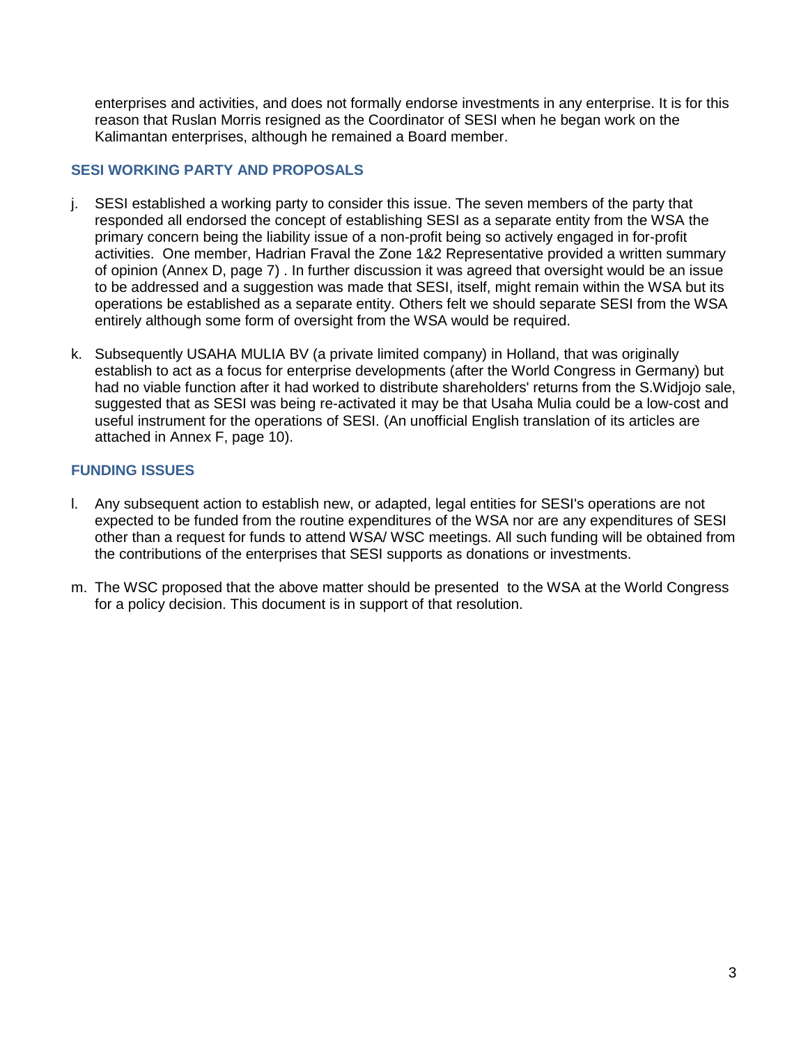enterprises and activities, and does not formally endorse investments in any enterprise. It is for this reason that Ruslan Morris resigned as the Coordinator of SESI when he began work on the Kalimantan enterprises, although he remained a Board member.

## SESI WORKING PARTY AND PROPOSALS

j. SESI established a working party to consider this issue. The seven members of the party that responded all endorsed the concept of establishing SESI as a separate entity from the WSA the primary concern being the liability issue of a non-profit being so actively engaged in for-profit activities. One member, Hadrian Fraval the Zone 1&2 Representative provided a written summary of opinion (Annex D, page 7) . In further discussion it was agreed that oversight would be an issue to be addressed and a suggestion was made that SESI, itself, might remain within the WSA but its operations be established as a separate entity. Others felt we should separate SESI from the WSA entirely although some form of oversight from the WSA would be required.

k. Subsequently USAHA MULIA BV (a private limited company) in Holland, that was originally establish to act as a focus for enterprise developments (after the World Congress in Germany) but had no viable function after it had worked to distribute shareholders' returns from the S.Widjojo sale, suggested that as SESI was being re-activated it may be that Usaha Mulia could be a low-cost and useful instrument for the operations of SESI. (An unofficial English translation of its articles are attached in Annex F, page 10).

## FUNDING ISSUES

l. Any subsequent action to establish new, or adapted, legal entities for SESI's operations are not expected to be funded from the routine expenditures of the WSA nor are any expenditures of SESI other than a request for funds to attend WSA/ WSC meetings. All such funding will be obtained from the contributions of the enterprises that SESI supports as donations or investments.

m. The WSC proposed that the above matter should be presented to the WSA at the World Congress for a policy decision. This document is in support of that resolution.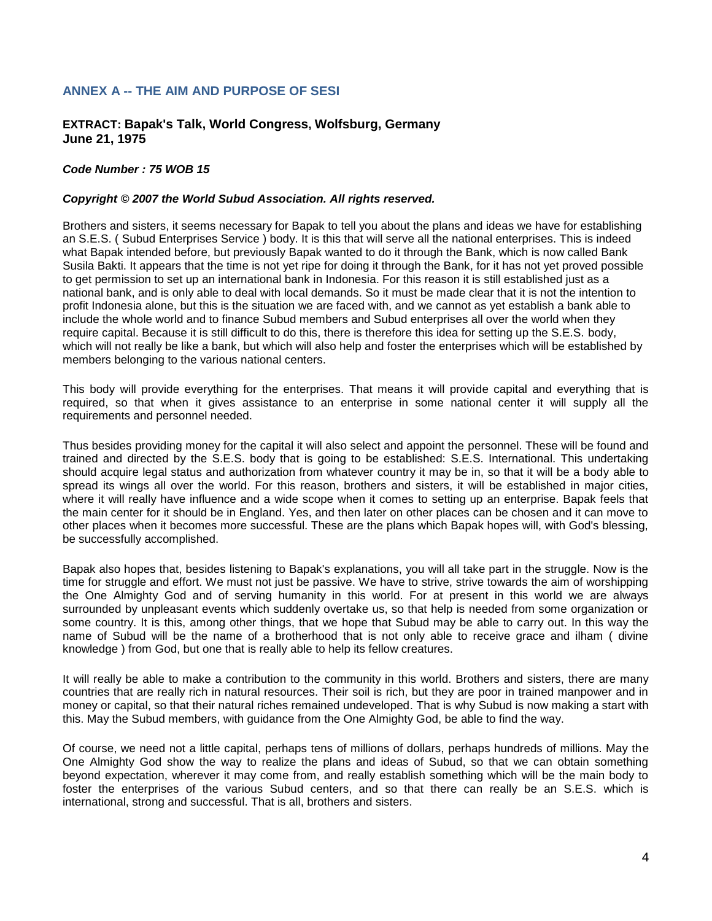## ANNEX A -- THE AIM AND PURPOSE OF SESI

### EXTRACT: Bapak's Talk, World Congress, Wolfsburg, Germany June 21, 1975

***Code Number : 75 WOB 15***

***Copyright © 2007 the World Subud Association. All rights reserved.***

Brothers and sisters, it seems necessary for Bapak to tell you about the plans and ideas we have for establishing an S.E.S. ( Subud Enterprises Service ) body. It is this that will serve all the national enterprises. This is indeed what Bapak intended before, but previously Bapak wanted to do it through the Bank, which is now called Bank Susila Bakti. It appears that the time is not yet ripe for doing it through the Bank, for it has not yet proved possible to get permission to set up an international bank in Indonesia. For this reason it is still established just as a national bank, and is only able to deal with local demands. So it must be made clear that it is not the intention to profit Indonesia alone, but this is the situation we are faced with, and we cannot as yet establish a bank able to include the whole world and to finance Subud members and Subud enterprises all over the world when they require capital. Because it is still difficult to do this, there is therefore this idea for setting up the S.E.S. body, which will not really be like a bank, but which will also help and foster the enterprises which will be established by members belonging to the various national centers.

This body will provide everything for the enterprises. That means it will provide capital and everything that is required, so that when it gives assistance to an enterprise in some national center it will supply all the requirements and personnel needed.

Thus besides providing money for the capital it will also select and appoint the personnel. These will be found and trained and directed by the S.E.S. body that is going to be established: S.E.S. International. This undertaking should acquire legal status and authorization from whatever country it may be in, so that it will be a body able to spread its wings all over the world. For this reason, brothers and sisters, it will be established in major cities, where it will really have influence and a wide scope when it comes to setting up an enterprise. Bapak feels that the main center for it should be in England. Yes, and then later on other places can be chosen and it can move to other places when it becomes more successful. These are the plans which Bapak hopes will, with God's blessing, be successfully accomplished.

Bapak also hopes that, besides listening to Bapak's explanations, you will all take part in the struggle. Now is the time for struggle and effort. We must not just be passive. We have to strive, strive towards the aim of worshipping the One Almighty God and of serving humanity in this world. For at present in this world we are always surrounded by unpleasant events which suddenly overtake us, so that help is needed from some organization or some country. It is this, among other things, that we hope that Subud may be able to carry out. In this way the name of Subud will be the name of a brotherhood that is not only able to receive grace and ilham ( divine knowledge ) from God, but one that is really able to help its fellow creatures.

It will really be able to make a contribution to the community in this world. Brothers and sisters, there are many countries that are really rich in natural resources. Their soil is rich, but they are poor in trained manpower and in money or capital, so that their natural riches remained undeveloped. That is why Subud is now making a start with this. May the Subud members, with guidance from the One Almighty God, be able to find the way.

Of course, we need not a little capital, perhaps tens of millions of dollars, perhaps hundreds of millions. May the One Almighty God show the way to realize the plans and ideas of Subud, so that we can obtain something beyond expectation, wherever it may come from, and really establish something which will be the main body to foster the enterprises of the various Subud centers, and so that there can really be an S.E.S. which is international, strong and successful. That is all, brothers and sisters.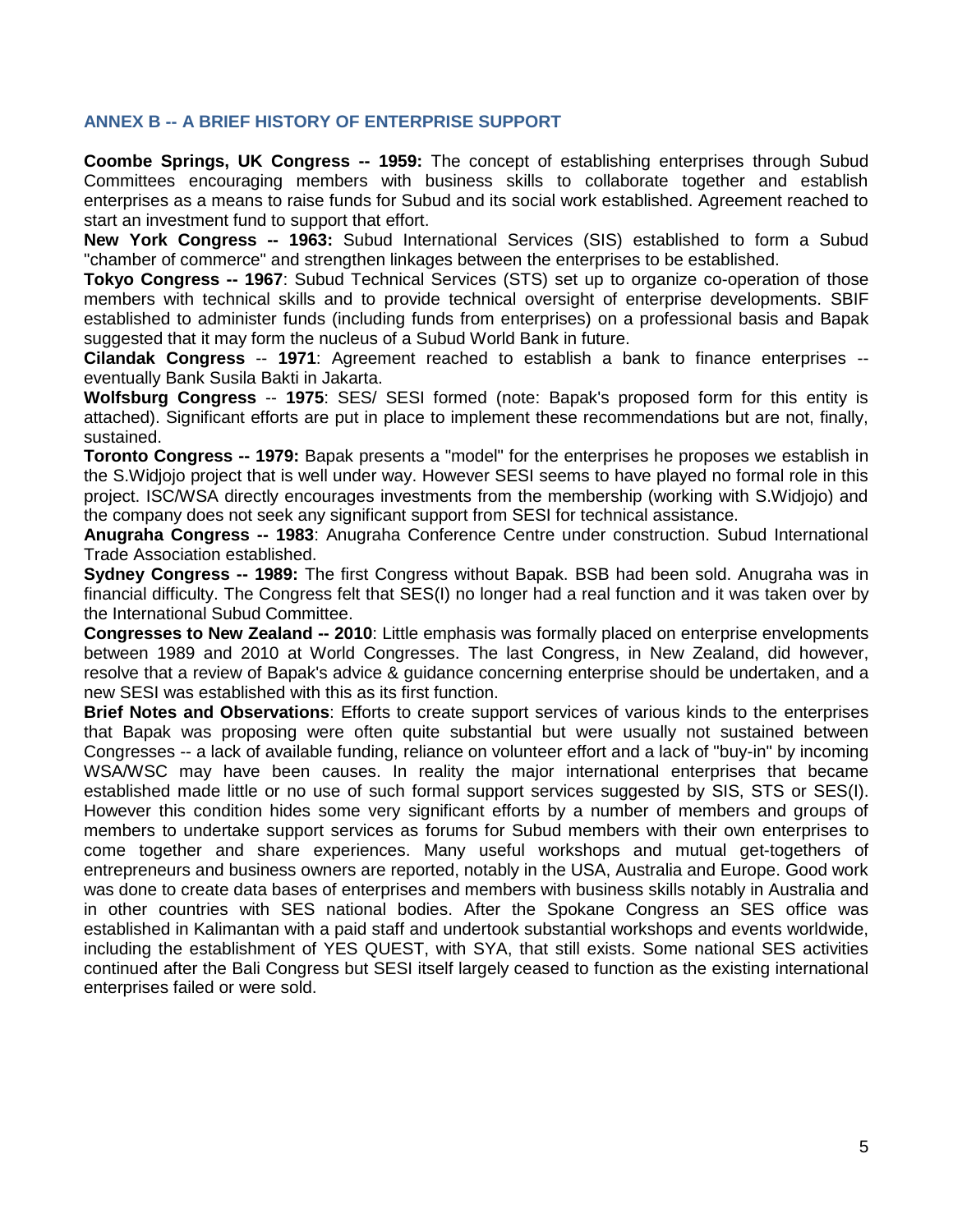## ANNEX B -- A BRIEF HISTORY OF ENTERPRISE SUPPORT

**Coombe Springs, UK Congress -- 1959:** The concept of establishing enterprises through Subud Committees encouraging members with business skills to collaborate together and establish enterprises as a means to raise funds for Subud and its social work established. Agreement reached to start an investment fund to support that effort.

**New York Congress -- 1963:** Subud International Services (SIS) established to form a Subud "chamber of commerce" and strengthen linkages between the enterprises to be established.

**Tokyo Congress -- 1967**: Subud Technical Services (STS) set up to organize co-operation of those members with technical skills and to provide technical oversight of enterprise developments. SBIF established to administer funds (including funds from enterprises) on a professional basis and Bapak suggested that it may form the nucleus of a Subud World Bank in future.

**Cilandak Congress** -- **1971**: Agreement reached to establish a bank to finance enterprises -- eventually Bank Susila Bakti in Jakarta.

**Wolfsburg Congress** -- **1975**: SES/ SESI formed (note: Bapak's proposed form for this entity is attached). Significant efforts are put in place to implement these recommendations but are not, finally, sustained.

**Toronto Congress -- 1979:** Bapak presents a "model" for the enterprises he proposes we establish in the S.Widjojo project that is well under way. However SESI seems to have played no formal role in this project. ISC/WSA directly encourages investments from the membership (working with S.Widjojo) and the company does not seek any significant support from SESI for technical assistance.

**Anugraha Congress -- 1983**: Anugraha Conference Centre under construction. Subud International Trade Association established.

**Sydney Congress -- 1989:** The first Congress without Bapak. BSB had been sold. Anugraha was in financial difficulty. The Congress felt that SES(I) no longer had a real function and it was taken over by the International Subud Committee.

**Congresses to New Zealand -- 2010**: Little emphasis was formally placed on enterprise envelopments between 1989 and 2010 at World Congresses. The last Congress, in New Zealand, did however, resolve that a review of Bapak's advice & guidance concerning enterprise should be undertaken, and a new SESI was established with this as its first function.

**Brief Notes and Observations**: Efforts to create support services of various kinds to the enterprises that Bapak was proposing were often quite substantial but were usually not sustained between Congresses -- a lack of available funding, reliance on volunteer effort and a lack of "buy-in" by incoming WSA/WSC may have been causes. In reality the major international enterprises that became established made little or no use of such formal support services suggested by SIS, STS or SES(I). However this condition hides some very significant efforts by a number of members and groups of members to undertake support services as forums for Subud members with their own enterprises to come together and share experiences. Many useful workshops and mutual get-togethers of entrepreneurs and business owners are reported, notably in the USA, Australia and Europe. Good work was done to create data bases of enterprises and members with business skills notably in Australia and in other countries with SES national bodies. After the Spokane Congress an SES office was established in Kalimantan with a paid staff and undertook substantial workshops and events worldwide, including the establishment of YES QUEST, with SYA, that still exists. Some national SES activities continued after the Bali Congress but SESI itself largely ceased to function as the existing international enterprises failed or were sold.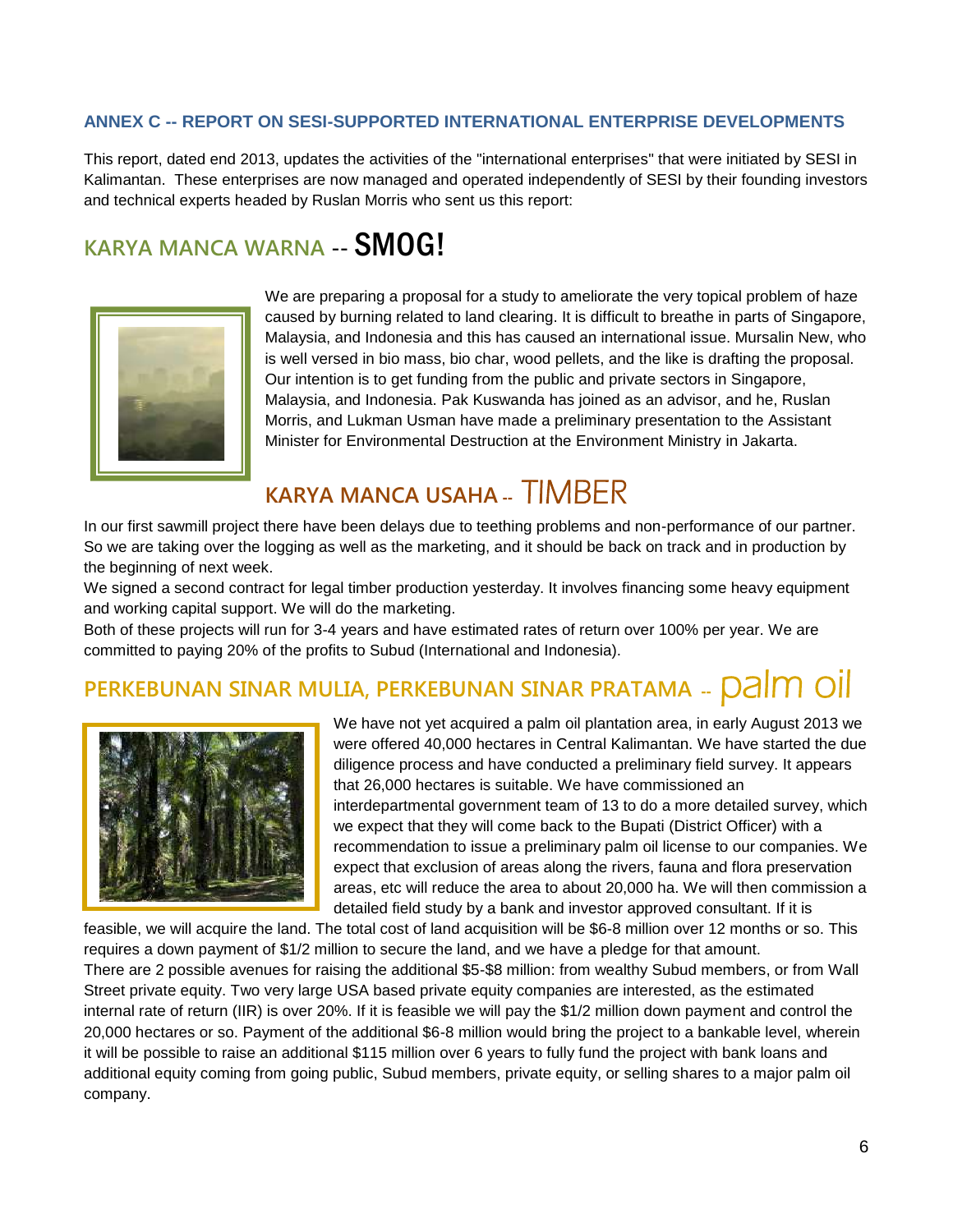## ANNEX C -- REPORT ON SESI-SUPPORTED INTERNATIONAL ENTERPRISE DEVELOPMENTS

This report, dated end 2013, updates the activities of the "international enterprises" that were initiated by SESI in Kalimantan. These enterprises are now managed and operated independently of SESI by their founding investors and technical experts headed by Ruslan Morris who sent us this report:

### KARYA MANCA WARNA -- SMOG!

We are preparing a proposal for a study to ameliorate the very topical problem of haze caused by burning related to land clearing. It is difficult to breathe in parts of Singapore, Malaysia, and Indonesia and this has caused an international issue. Mursalin New, who is well versed in bio mass, bio char, wood pellets, and the like is drafting the proposal. Our intention is to get funding from the public and private sectors in Singapore, Malaysia, and Indonesia. Pak Kuswanda has joined as an advisor, and he, Ruslan Morris, and Lukman Usman have made a preliminary presentation to the Assistant Minister for Environmental Destruction at the Environment Ministry in Jakarta.

### KARYA MANCA USAHA -- TIMBER

In our first sawmill project there have been delays due to teething problems and non-performance of our partner. So we are taking over the logging as well as the marketing, and it should be back on track and in production by the beginning of next week.

We signed a second contract for legal timber production yesterday. It involves financing some heavy equipment and working capital support. We will do the marketing.

Both of these projects will run for 3-4 years and have estimated rates of return over 100% per year. We are committed to paying 20% of the profits to Subud (International and Indonesia).

### PERKEBUNAN SINAR MULIA, PERKEBUNAN SINAR PRATAMA -- palm oil

We have not yet acquired a palm oil plantation area, in early August 2013 we were offered 40,000 hectares in Central Kalimantan. We have started the due diligence process and have conducted a preliminary field survey. It appears that 26,000 hectares is suitable. We have commissioned an interdepartmental government team of 13 to do a more detailed survey, which we expect that they will come back to the Bupati (District Officer) with a recommendation to issue a preliminary palm oil license to our companies. We expect that exclusion of areas along the rivers, fauna and flora preservation areas, etc will reduce the area to about 20,000 ha. We will then commission a detailed field study by a bank and investor approved consultant. If it is feasible, we will acquire the land. The total cost of land acquisition will be $6-8 million over 12 months or so. This requires a down payment of $1/2 million to secure the land, and we have a pledge for that amount.

There are 2 possible avenues for raising the additional $5-$8 million: from wealthy Subud members, or from Wall Street private equity. Two very large USA based private equity companies are interested, as the estimated internal rate of return (IIR) is over 20%. If it is feasible we will pay the $1/2 million down payment and control the 20,000 hectares or so. Payment of the additional $6-8 million would bring the project to a bankable level, wherein it will be possible to raise an additional $115 million over 6 years to fully fund the project with bank loans and additional equity coming from going public, Subud members, private equity, or selling shares to a major palm oil company.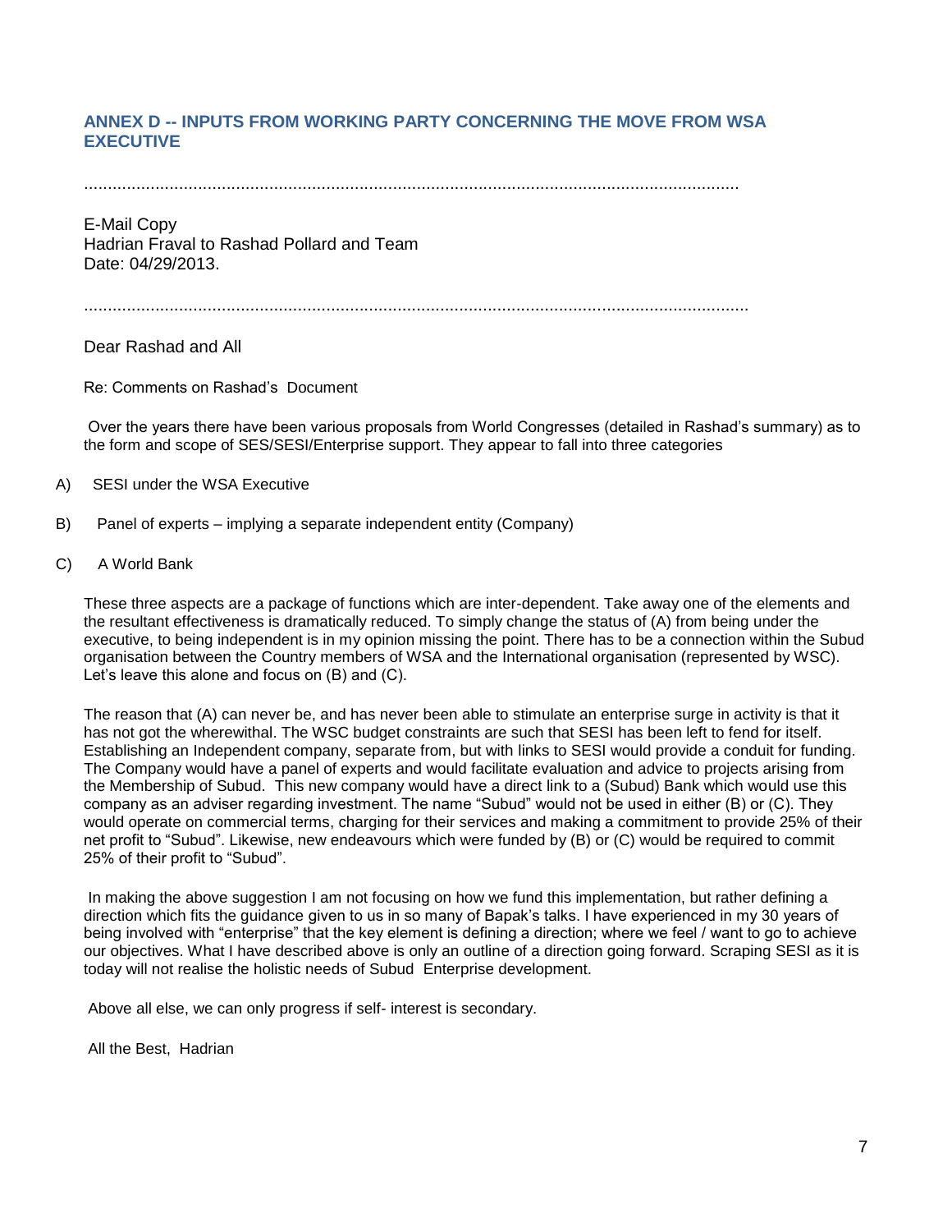## ANNEX D -- INPUTS FROM WORKING PARTY CONCERNING THE MOVE FROM WSA EXECUTIVE

.............................................................................................................................................

E-Mail Copy
Hadrian Fraval to Rashad Pollard and Team
Date: 04/29/2013.

.............................................................................................................................................

Dear Rashad and All

Re: Comments on Rashad's Document

Over the years there have been various proposals from World Congresses (detailed in Rashad's summary) as to the form and scope of SES/SESI/Enterprise support. They appear to fall into three categories

A) SESI under the WSA Executive

B) Panel of experts – implying a separate independent entity (Company)

C) A World Bank

These three aspects are a package of functions which are inter-dependent. Take away one of the elements and the resultant effectiveness is dramatically reduced. To simply change the status of (A) from being under the executive, to being independent is in my opinion missing the point. There has to be a connection within the Subud organisation between the Country members of WSA and the International organisation (represented by WSC). Let's leave this alone and focus on (B) and (C).

The reason that (A) can never be, and has never been able to stimulate an enterprise surge in activity is that it has not got the wherewithal. The WSC budget constraints are such that SESI has been left to fend for itself. Establishing an Independent company, separate from, but with links to SESI would provide a conduit for funding. The Company would have a panel of experts and would facilitate evaluation and advice to projects arising from the Membership of Subud. This new company would have a direct link to a (Subud) Bank which would use this company as an adviser regarding investment. The name "Subud" would not be used in either (B) or (C). They would operate on commercial terms, charging for their services and making a commitment to provide 25% of their net profit to "Subud". Likewise, new endeavours which were funded by (B) or (C) would be required to commit 25% of their profit to "Subud".

In making the above suggestion I am not focusing on how we fund this implementation, but rather defining a direction which fits the guidance given to us in so many of Bapak's talks. I have experienced in my 30 years of being involved with "enterprise" that the key element is defining a direction; where we feel / want to go to achieve our objectives. What I have described above is only an outline of a direction going forward. Scraping SESI as it is today will not realise the holistic needs of Subud Enterprise development.

Above all else, we can only progress if self- interest is secondary.

All the Best, Hadrian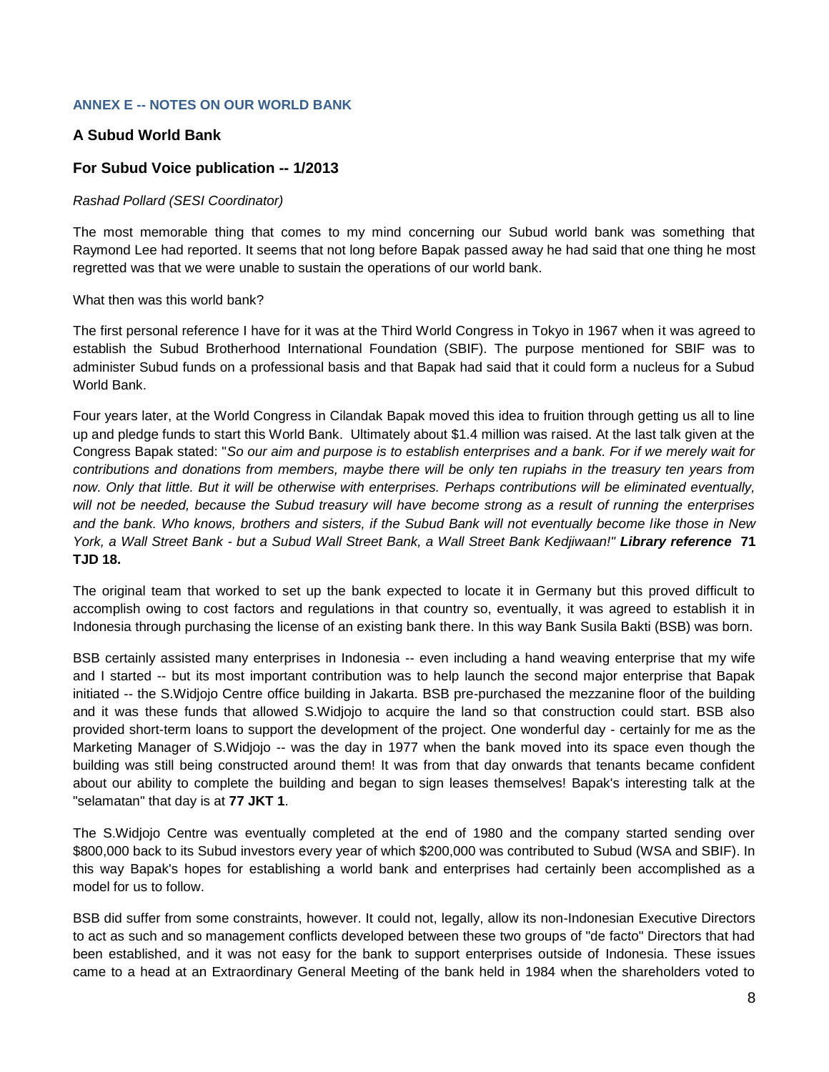### ANNEX E -- NOTES ON OUR WORLD BANK

## A Subud World Bank

## For Subud Voice publication -- 1/2013

*Rashad Pollard (SESI Coordinator)*

The most memorable thing that comes to my mind concerning our Subud world bank was something that Raymond Lee had reported. It seems that not long before Bapak passed away he had said that one thing he most regretted was that we were unable to sustain the operations of our world bank.

What then was this world bank?

The first personal reference I have for it was at the Third World Congress in Tokyo in 1967 when it was agreed to establish the Subud Brotherhood International Foundation (SBIF). The purpose mentioned for SBIF was to administer Subud funds on a professional basis and that Bapak had said that it could form a nucleus for a Subud World Bank.

Four years later, at the World Congress in Cilandak Bapak moved this idea to fruition through getting us all to line up and pledge funds to start this World Bank. Ultimately about $1.4 million was raised. At the last talk given at the Congress Bapak stated: "*So our aim and purpose is to establish enterprises and a bank. For if we merely wait for contributions and donations from members, maybe there will be only ten rupiahs in the treasury ten years from now. Only that little. But it will be otherwise with enterprises. Perhaps contributions will be eliminated eventually, will not be needed, because the Subud treasury will have become strong as a result of running the enterprises and the bank. Who knows, brothers and sisters, if the Subud Bank will not eventually become like those in New York, a Wall Street Bank - but a Subud Wall Street Bank, a Wall Street Bank Kedjiwaan!*" ***Library reference*** **71 TJD 18.**

The original team that worked to set up the bank expected to locate it in Germany but this proved difficult to accomplish owing to cost factors and regulations in that country so, eventually, it was agreed to establish it in Indonesia through purchasing the license of an existing bank there. In this way Bank Susila Bakti (BSB) was born.

BSB certainly assisted many enterprises in Indonesia -- even including a hand weaving enterprise that my wife and I started -- but its most important contribution was to help launch the second major enterprise that Bapak initiated -- the S.Widjojo Centre office building in Jakarta. BSB pre-purchased the mezzanine floor of the building and it was these funds that allowed S.Widjojo to acquire the land so that construction could start. BSB also provided short-term loans to support the development of the project. One wonderful day - certainly for me as the Marketing Manager of S.Widjojo -- was the day in 1977 when the bank moved into its space even though the building was still being constructed around them! It was from that day onwards that tenants became confident about our ability to complete the building and began to sign leases themselves! Bapak's interesting talk at the "selamatan" that day is at **77 JKT 1**.

The S.Widjojo Centre was eventually completed at the end of 1980 and the company started sending over $800,000 back to its Subud investors every year of which $200,000 was contributed to Subud (WSA and SBIF). In this way Bapak's hopes for establishing a world bank and enterprises had certainly been accomplished as a model for us to follow.

BSB did suffer from some constraints, however. It could not, legally, allow its non-Indonesian Executive Directors to act as such and so management conflicts developed between these two groups of "de facto" Directors that had been established, and it was not easy for the bank to support enterprises outside of Indonesia. These issues came to a head at an Extraordinary General Meeting of the bank held in 1984 when the shareholders voted to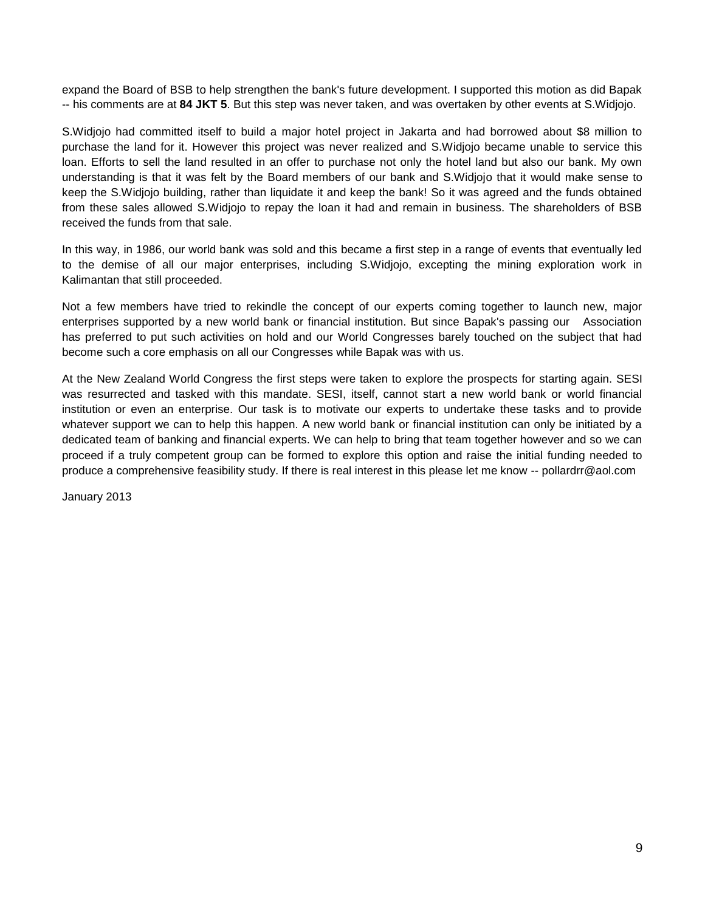expand the Board of BSB to help strengthen the bank's future development. I supported this motion as did Bapak -- his comments are at **84 JKT 5**. But this step was never taken, and was overtaken by other events at S.Widjojo.

S.Widjojo had committed itself to build a major hotel project in Jakarta and had borrowed about $8 million to purchase the land for it. However this project was never realized and S.Widjojo became unable to service this loan. Efforts to sell the land resulted in an offer to purchase not only the hotel land but also our bank. My own understanding is that it was felt by the Board members of our bank and S.Widjojo that it would make sense to keep the S.Widjojo building, rather than liquidate it and keep the bank! So it was agreed and the funds obtained from these sales allowed S.Widjojo to repay the loan it had and remain in business. The shareholders of BSB received the funds from that sale.

In this way, in 1986, our world bank was sold and this became a first step in a range of events that eventually led to the demise of all our major enterprises, including S.Widjojo, excepting the mining exploration work in Kalimantan that still proceeded.

Not a few members have tried to rekindle the concept of our experts coming together to launch new, major enterprises supported by a new world bank or financial institution. But since Bapak's passing our Association has preferred to put such activities on hold and our World Congresses barely touched on the subject that had become such a core emphasis on all our Congresses while Bapak was with us.

At the New Zealand World Congress the first steps were taken to explore the prospects for starting again. SESI was resurrected and tasked with this mandate. SESI, itself, cannot start a new world bank or world financial institution or even an enterprise. Our task is to motivate our experts to undertake these tasks and to provide whatever support we can to help this happen. A new world bank or financial institution can only be initiated by a dedicated team of banking and financial experts. We can help to bring that team together however and so we can proceed if a truly competent group can be formed to explore this option and raise the initial funding needed to produce a comprehensive feasibility study. If there is real interest in this please let me know -- pollardrr@aol.com

January 2013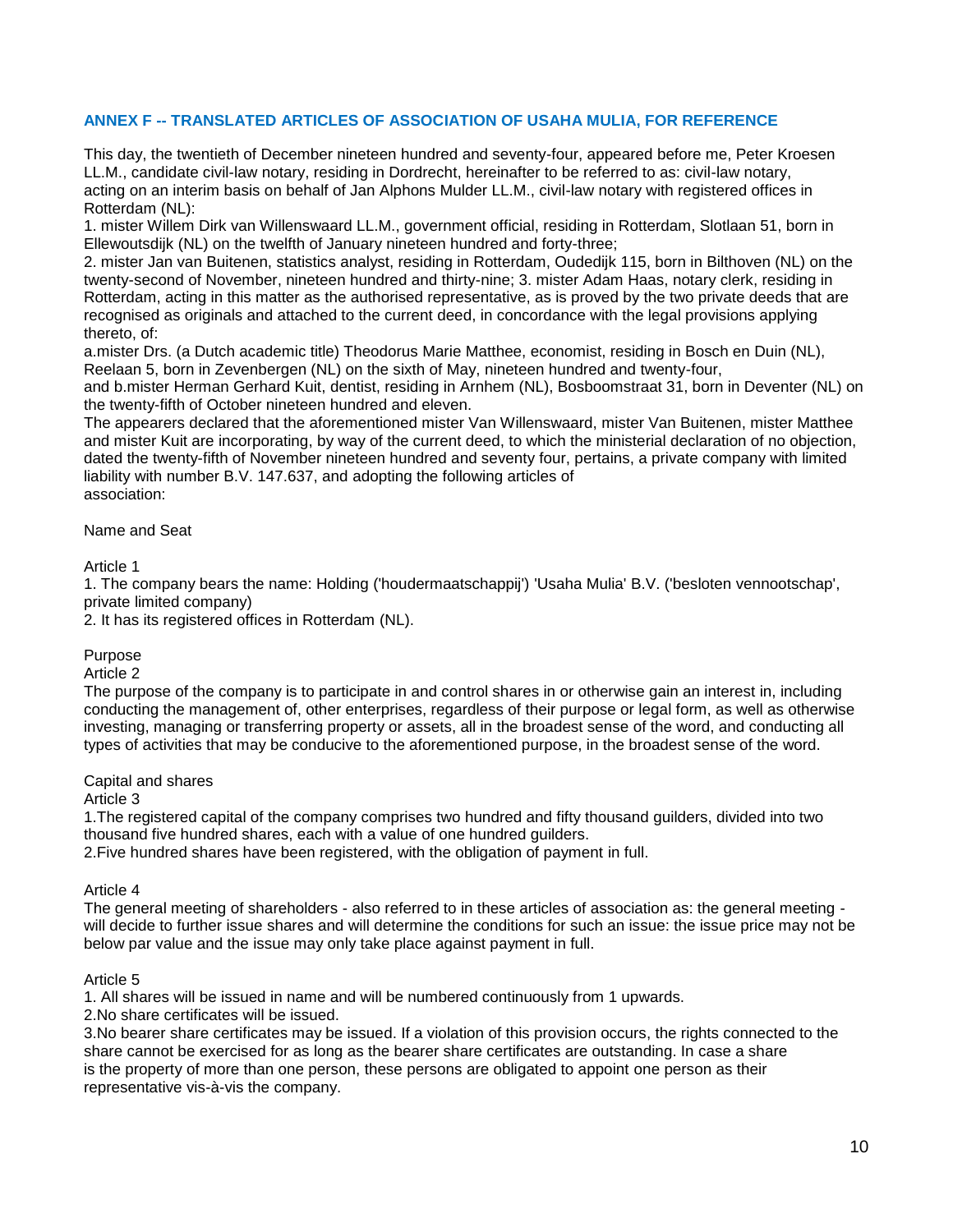## ANNEX F -- TRANSLATED ARTICLES OF ASSOCIATION OF USAHA MULIA, FOR REFERENCE

This day, the twentieth of December nineteen hundred and seventy-four, appeared before me, Peter Kroesen LL.M., candidate civil-law notary, residing in Dordrecht, hereinafter to be referred to as: civil-law notary, acting on an interim basis on behalf of Jan Alphons Mulder LL.M., civil-law notary with registered offices in Rotterdam (NL):

1. mister Willem Dirk van Willenswaard LL.M., government official, residing in Rotterdam, Slotlaan 51, born in Ellewoutsdijk (NL) on the twelfth of January nineteen hundred and forty-three;
2. mister Jan van Buitenen, statistics analyst, residing in Rotterdam, Oudedijk 115, born in Bilthoven (NL) on the twenty-second of November, nineteen hundred and thirty-nine; 3. mister Adam Haas, notary clerk, residing in Rotterdam, acting in this matter as the authorised representative, as is proved by the two private deeds that are recognised as originals and attached to the current deed, in concordance with the legal provisions applying thereto, of:

a.mister Drs. (a Dutch academic title) Theodorus Marie Matthee, economist, residing in Bosch en Duin (NL), Reelaan 5, born in Zevenbergen (NL) on the sixth of May, nineteen hundred and twenty-four,
and b.mister Herman Gerhard Kuit, dentist, residing in Arnhem (NL), Bosboomstraat 31, born in Deventer (NL) on the twenty-fifth of October nineteen hundred and eleven.

The appearers declared that the aforementioned mister Van Willenswaard, mister Van Buitenen, mister Matthee and mister Kuit are incorporating, by way of the current deed, to which the ministerial declaration of no objection, dated the twenty-fifth of November nineteen hundred and seventy four, pertains, a private company with limited liability with number B.V. 147.637, and adopting the following articles of association:

Name and Seat

Article 1

1. The company bears the name: Holding ('houdermaatschappij') 'Usaha Mulia' B.V. ('besloten vennootschap', private limited company)
2. It has its registered offices in Rotterdam (NL).

Purpose

Article 2

The purpose of the company is to participate in and control shares in or otherwise gain an interest in, including conducting the management of, other enterprises, regardless of their purpose or legal form, as well as otherwise investing, managing or transferring property or assets, all in the broadest sense of the word, and conducting all types of activities that may be conducive to the aforementioned purpose, in the broadest sense of the word.

Capital and shares

Article 3

1.The registered capital of the company comprises two hundred and fifty thousand guilders, divided into two thousand five hundred shares, each with a value of one hundred guilders.
2.Five hundred shares have been registered, with the obligation of payment in full.

Article 4

The general meeting of shareholders - also referred to in these articles of association as: the general meeting - will decide to further issue shares and will determine the conditions for such an issue: the issue price may not be below par value and the issue may only take place against payment in full.

Article 5

1. All shares will be issued in name and will be numbered continuously from 1 upwards.
2.No share certificates will be issued.
3.No bearer share certificates may be issued. If a violation of this provision occurs, the rights connected to the share cannot be exercised for as long as the bearer share certificates are outstanding. In case a share is the property of more than one person, these persons are obligated to appoint one person as their representative vis-à-vis the company.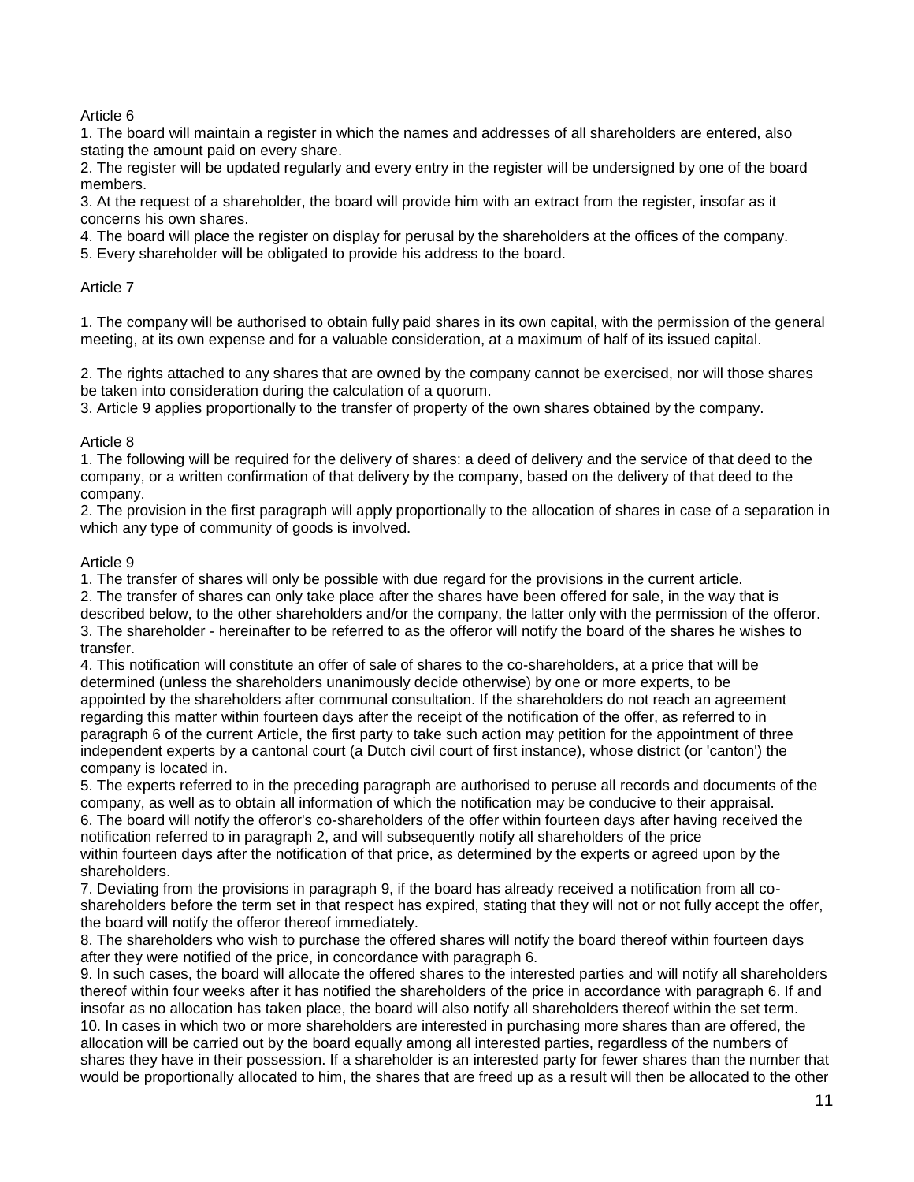Article 6

1. The board will maintain a register in which the names and addresses of all shareholders are entered, also stating the amount paid on every share.
2. The register will be updated regularly and every entry in the register will be undersigned by one of the board members.
3. At the request of a shareholder, the board will provide him with an extract from the register, insofar as it concerns his own shares.
4. The board will place the register on display for perusal by the shareholders at the offices of the company.
5. Every shareholder will be obligated to provide his address to the board.

Article 7

1. The company will be authorised to obtain fully paid shares in its own capital, with the permission of the general meeting, at its own expense and for a valuable consideration, at a maximum of half of its issued capital.

2. The rights attached to any shares that are owned by the company cannot be exercised, nor will those shares be taken into consideration during the calculation of a quorum.
3. Article 9 applies proportionally to the transfer of property of the own shares obtained by the company.

Article 8

1. The following will be required for the delivery of shares: a deed of delivery and the service of that deed to the company, or a written confirmation of that delivery by the company, based on the delivery of that deed to the company.
2. The provision in the first paragraph will apply proportionally to the allocation of shares in case of a separation in which any type of community of goods is involved.

Article 9

1. The transfer of shares will only be possible with due regard for the provisions in the current article.
2. The transfer of shares can only take place after the shares have been offered for sale, in the way that is described below, to the other shareholders and/or the company, the latter only with the permission of the offeror.
3. The shareholder - hereinafter to be referred to as the offeror will notify the board of the shares he wishes to transfer.
4. This notification will constitute an offer of sale of shares to the co-shareholders, at a price that will be determined (unless the shareholders unanimously decide otherwise) by one or more experts, to be appointed by the shareholders after communal consultation. If the shareholders do not reach an agreement regarding this matter within fourteen days after the receipt of the notification of the offer, as referred to in paragraph 6 of the current Article, the first party to take such action may petition for the appointment of three independent experts by a cantonal court (a Dutch civil court of first instance), whose district (or 'canton') the company is located in.
5. The experts referred to in the preceding paragraph are authorised to peruse all records and documents of the company, as well as to obtain all information of which the notification may be conducive to their appraisal.
6. The board will notify the offeror's co-shareholders of the offer within fourteen days after having received the notification referred to in paragraph 2, and will subsequently notify all shareholders of the price within fourteen days after the notification of that price, as determined by the experts or agreed upon by the shareholders.
7. Deviating from the provisions in paragraph 9, if the board has already received a notification from all co-shareholders before the term set in that respect has expired, stating that they will not or not fully accept the offer, the board will notify the offeror thereof immediately.
8. The shareholders who wish to purchase the offered shares will notify the board thereof within fourteen days after they were notified of the price, in concordance with paragraph 6.
9. In such cases, the board will allocate the offered shares to the interested parties and will notify all shareholders thereof within four weeks after it has notified the shareholders of the price in accordance with paragraph 6. If and insofar as no allocation has taken place, the board will also notify all shareholders thereof within the set term.
10. In cases in which two or more shareholders are interested in purchasing more shares than are offered, the allocation will be carried out by the board equally among all interested parties, regardless of the numbers of shares they have in their possession. If a shareholder is an interested party for fewer shares than the number that would be proportionally allocated to him, the shares that are freed up as a result will then be allocated to the other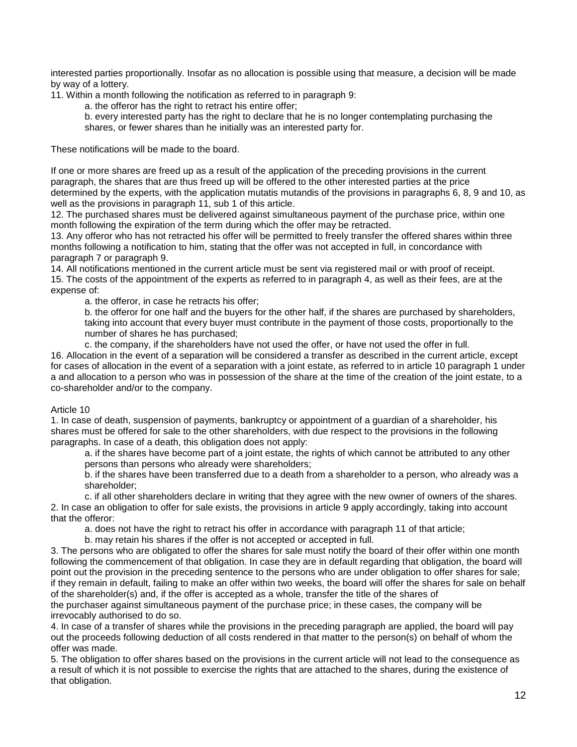interested parties proportionally. Insofar as no allocation is possible using that measure, a decision will be made by way of a lottery.

11. Within a month following the notification as referred to in paragraph 9:

   a. the offeror has the right to retract his entire offer;

   b. every interested party has the right to declare that he is no longer contemplating purchasing the shares, or fewer shares than he initially was an interested party for.

These notifications will be made to the board.

If one or more shares are freed up as a result of the application of the preceding provisions in the current paragraph, the shares that are thus freed up will be offered to the other interested parties at the price determined by the experts, with the application mutatis mutandis of the provisions in paragraphs 6, 8, 9 and 10, as well as the provisions in paragraph 11, sub 1 of this article.

12. The purchased shares must be delivered against simultaneous payment of the purchase price, within one month following the expiration of the term during which the offer may be retracted.

13. Any offeror who has not retracted his offer will be permitted to freely transfer the offered shares within three months following a notification to him, stating that the offer was not accepted in full, in concordance with paragraph 7 or paragraph 9.

14. All notifications mentioned in the current article must be sent via registered mail or with proof of receipt.

15. The costs of the appointment of the experts as referred to in paragraph 4, as well as their fees, are at the expense of:

   a. the offeror, in case he retracts his offer;

   b. the offeror for one half and the buyers for the other half, if the shares are purchased by shareholders, taking into account that every buyer must contribute in the payment of those costs, proportionally to the number of shares he has purchased;

   c. the company, if the shareholders have not used the offer, or have not used the offer in full.

16. Allocation in the event of a separation will be considered a transfer as described in the current article, except for cases of allocation in the event of a separation with a joint estate, as referred to in article 10 paragraph 1 under a and allocation to a person who was in possession of the share at the time of the creation of the joint estate, to a co-shareholder and/or to the company.

Article 10

1. In case of death, suspension of payments, bankruptcy or appointment of a guardian of a shareholder, his shares must be offered for sale to the other shareholders, with due respect to the provisions in the following paragraphs. In case of a death, this obligation does not apply:

   a. if the shares have become part of a joint estate, the rights of which cannot be attributed to any other persons than persons who already were shareholders;

   b. if the shares have been transferred due to a death from a shareholder to a person, who already was a shareholder;

   c. if all other shareholders declare in writing that they agree with the new owner of owners of the shares.

2. In case an obligation to offer for sale exists, the provisions in article 9 apply accordingly, taking into account that the offeror:

   a. does not have the right to retract his offer in accordance with paragraph 11 of that article;

   b. may retain his shares if the offer is not accepted or accepted in full.

3. The persons who are obligated to offer the shares for sale must notify the board of their offer within one month following the commencement of that obligation. In case they are in default regarding that obligation, the board will point out the provision in the preceding sentence to the persons who are under obligation to offer shares for sale; if they remain in default, failing to make an offer within two weeks, the board will offer the shares for sale on behalf of the shareholder(s) and, if the offer is accepted as a whole, transfer the title of the shares of the purchaser against simultaneous payment of the purchase price; in these cases, the company will be irrevocably authorised to do so.

4. In case of a transfer of shares while the provisions in the preceding paragraph are applied, the board will pay out the proceeds following deduction of all costs rendered in that matter to the person(s) on behalf of whom the offer was made.

5. The obligation to offer shares based on the provisions in the current article will not lead to the consequence as a result of which it is not possible to exercise the rights that are attached to the shares, during the existence of that obligation.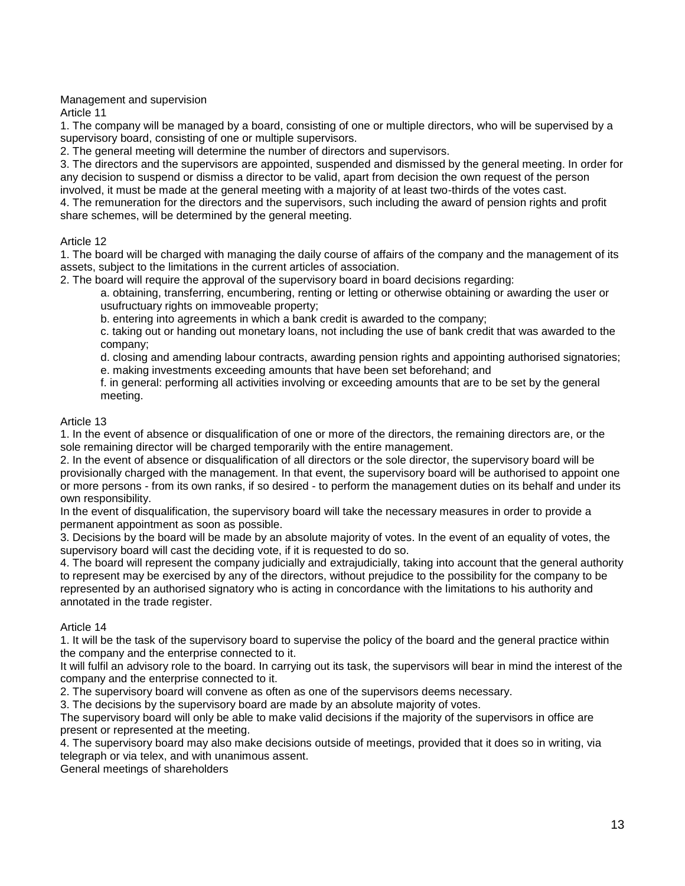## Management and supervision

### Article 11

1. The company will be managed by a board, consisting of one or multiple directors, who will be supervised by a supervisory board, consisting of one or multiple supervisors.
2. The general meeting will determine the number of directors and supervisors.
3. The directors and the supervisors are appointed, suspended and dismissed by the general meeting. In order for any decision to suspend or dismiss a director to be valid, apart from decision the own request of the person involved, it must be made at the general meeting with a majority of at least two-thirds of the votes cast.
4. The remuneration for the directors and the supervisors, such including the award of pension rights and profit share schemes, will be determined by the general meeting.

### Article 12

1. The board will be charged with managing the daily course of affairs of the company and the management of its assets, subject to the limitations in the current articles of association.
2. The board will require the approval of the supervisory board in board decisions regarding:
    a. obtaining, transferring, encumbering, renting or letting or otherwise obtaining or awarding the user or usufructuary rights on immoveable property;
    b. entering into agreements in which a bank credit is awarded to the company;
    c. taking out or handing out monetary loans, not including the use of bank credit that was awarded to the company;
    d. closing and amending labour contracts, awarding pension rights and appointing authorised signatories;
    e. making investments exceeding amounts that have been set beforehand; and
    f. in general: performing all activities involving or exceeding amounts that are to be set by the general meeting.

### Article 13

1. In the event of absence or disqualification of one or more of the directors, the remaining directors are, or the sole remaining director will be charged temporarily with the entire management.
2. In the event of absence or disqualification of all directors or the sole director, the supervisory board will be provisionally charged with the management. In that event, the supervisory board will be authorised to appoint one or more persons - from its own ranks, if so desired - to perform the management duties on its behalf and under its own responsibility.
   In the event of disqualification, the supervisory board will take the necessary measures in order to provide a permanent appointment as soon as possible.
3. Decisions by the board will be made by an absolute majority of votes. In the event of an equality of votes, the supervisory board will cast the deciding vote, if it is requested to do so.
4. The board will represent the company judicially and extrajudicially, taking into account that the general authority to represent may be exercised by any of the directors, without prejudice to the possibility for the company to be represented by an authorised signatory who is acting in concordance with the limitations to his authority and annotated in the trade register.

### Article 14

1. It will be the task of the supervisory board to supervise the policy of the board and the general practice within the company and the enterprise connected to it.
   It will fulfil an advisory role to the board. In carrying out its task, the supervisors will bear in mind the interest of the company and the enterprise connected to it.
2. The supervisory board will convene as often as one of the supervisors deems necessary.
3. The decisions by the supervisory board are made by an absolute majority of votes.
   The supervisory board will only be able to make valid decisions if the majority of the supervisors in office are present or represented at the meeting.
4. The supervisory board may also make decisions outside of meetings, provided that it does so in writing, via telegraph or via telex, and with unanimous assent.

## General meetings of shareholders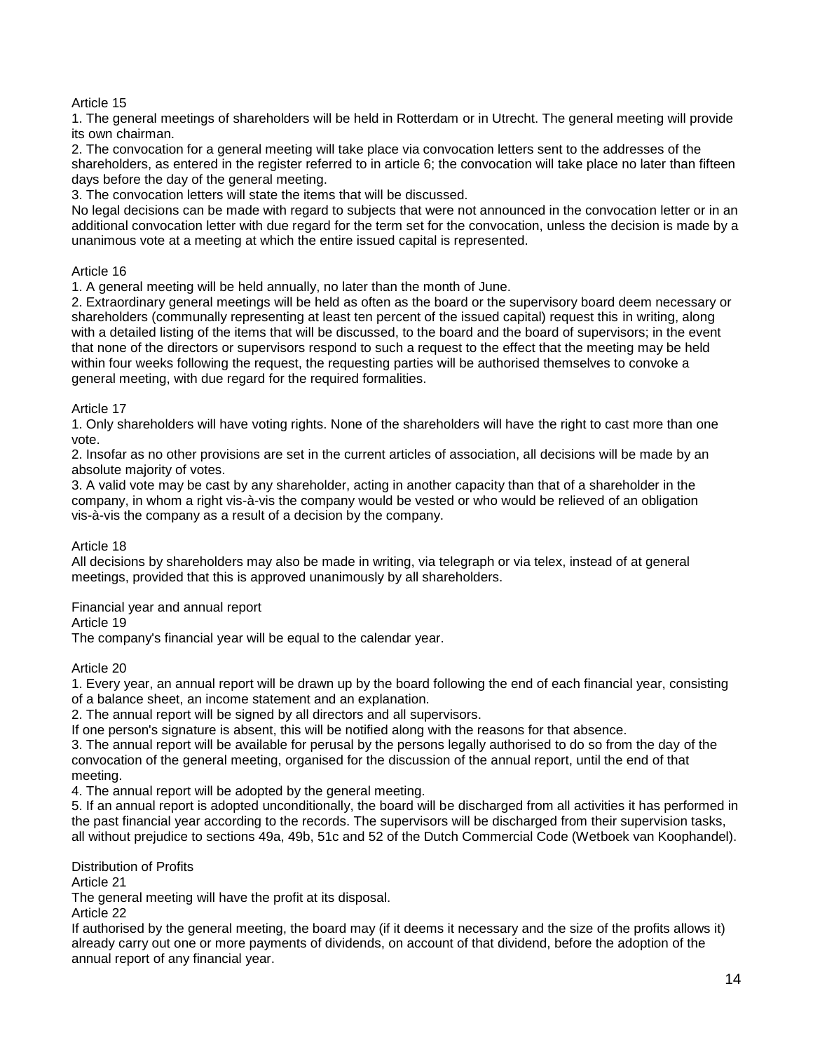Article 15

1. The general meetings of shareholders will be held in Rotterdam or in Utrecht. The general meeting will provide its own chairman.
2. The convocation for a general meeting will take place via convocation letters sent to the addresses of the shareholders, as entered in the register referred to in article 6; the convocation will take place no later than fifteen days before the day of the general meeting.
3. The convocation letters will state the items that will be discussed.

No legal decisions can be made with regard to subjects that were not announced in the convocation letter or in an additional convocation letter with due regard for the term set for the convocation, unless the decision is made by a unanimous vote at a meeting at which the entire issued capital is represented.

Article 16

1. A general meeting will be held annually, no later than the month of June.
2. Extraordinary general meetings will be held as often as the board or the supervisory board deem necessary or shareholders (communally representing at least ten percent of the issued capital) request this in writing, along with a detailed listing of the items that will be discussed, to the board and the board of supervisors; in the event that none of the directors or supervisors respond to such a request to the effect that the meeting may be held within four weeks following the request, the requesting parties will be authorised themselves to convoke a general meeting, with due regard for the required formalities.

Article 17

1. Only shareholders will have voting rights. None of the shareholders will have the right to cast more than one vote.
2. Insofar as no other provisions are set in the current articles of association, all decisions will be made by an absolute majority of votes.
3. A valid vote may be cast by any shareholder, acting in another capacity than that of a shareholder in the company, in whom a right vis-à-vis the company would be vested or who would be relieved of an obligation vis-à-vis the company as a result of a decision by the company.

Article 18

All decisions by shareholders may also be made in writing, via telegraph or via telex, instead of at general meetings, provided that this is approved unanimously by all shareholders.

Financial year and annual report

Article 19

The company's financial year will be equal to the calendar year.

Article 20

1. Every year, an annual report will be drawn up by the board following the end of each financial year, consisting of a balance sheet, an income statement and an explanation.
2. The annual report will be signed by all directors and all supervisors.

If one person's signature is absent, this will be notified along with the reasons for that absence.

3. The annual report will be available for perusal by the persons legally authorised to do so from the day of the convocation of the general meeting, organised for the discussion of the annual report, until the end of that meeting.
4. The annual report will be adopted by the general meeting.
5. If an annual report is adopted unconditionally, the board will be discharged from all activities it has performed in the past financial year according to the records. The supervisors will be discharged from their supervision tasks, all without prejudice to sections 49a, 49b, 51c and 52 of the Dutch Commercial Code (Wetboek van Koophandel).

Distribution of Profits

Article 21

The general meeting will have the profit at its disposal.

Article 22

If authorised by the general meeting, the board may (if it deems it necessary and the size of the profits allows it) already carry out one or more payments of dividends, on account of that dividend, before the adoption of the annual report of any financial year.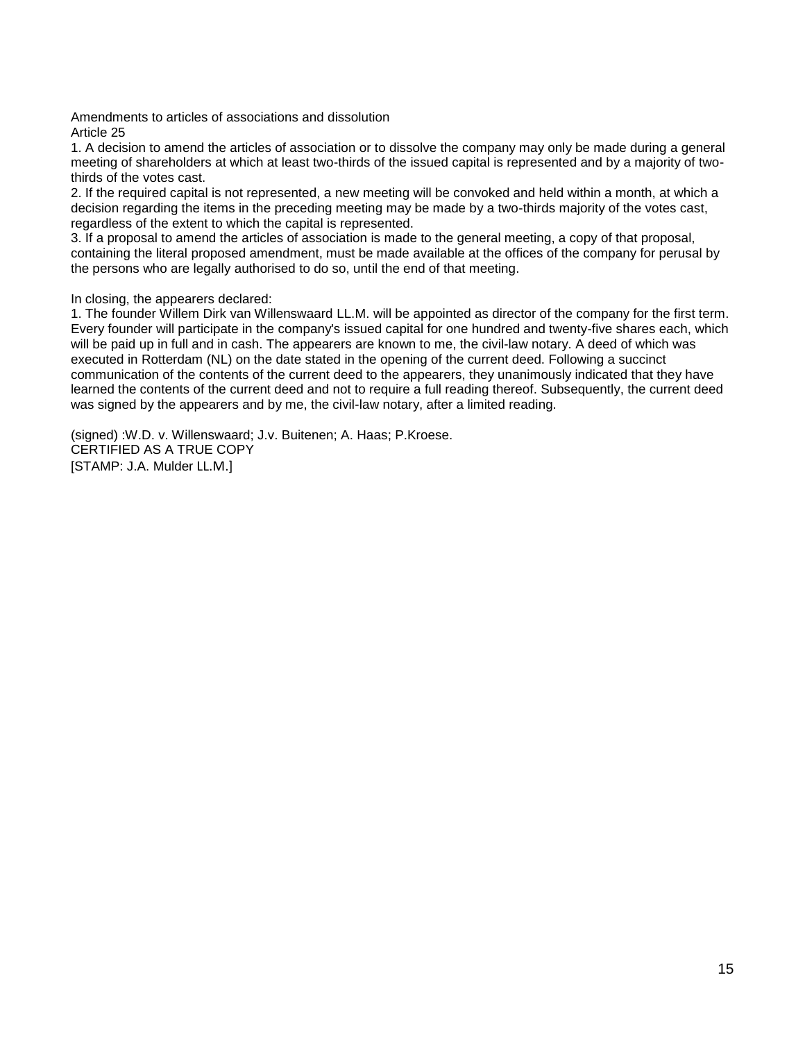Amendments to articles of associations and dissolution

Article 25

1. A decision to amend the articles of association or to dissolve the company may only be made during a general meeting of shareholders at which at least two-thirds of the issued capital is represented and by a majority of two-thirds of the votes cast.
2. If the required capital is not represented, a new meeting will be convoked and held within a month, at which a decision regarding the items in the preceding meeting may be made by a two-thirds majority of the votes cast, regardless of the extent to which the capital is represented.
3. If a proposal to amend the articles of association is made to the general meeting, a copy of that proposal, containing the literal proposed amendment, must be made available at the offices of the company for perusal by the persons who are legally authorised to do so, until the end of that meeting.

In closing, the appearers declared:

1. The founder Willem Dirk van Willenswaard LL.M. will be appointed as director of the company for the first term. Every founder will participate in the company's issued capital for one hundred and twenty-five shares each, which will be paid up in full and in cash. The appearers are known to me, the civil-law notary. A deed of which was executed in Rotterdam (NL) on the date stated in the opening of the current deed. Following a succinct communication of the contents of the current deed to the appearers, they unanimously indicated that they have learned the contents of the current deed and not to require a full reading thereof. Subsequently, the current deed was signed by the appearers and by me, the civil-law notary, after a limited reading.

(signed) :W.D. v. Willenswaard; J.v. Buitenen; A. Haas; P.Kroese.
CERTIFIED AS A TRUE COPY
[STAMP: J.A. Mulder LL.M.]